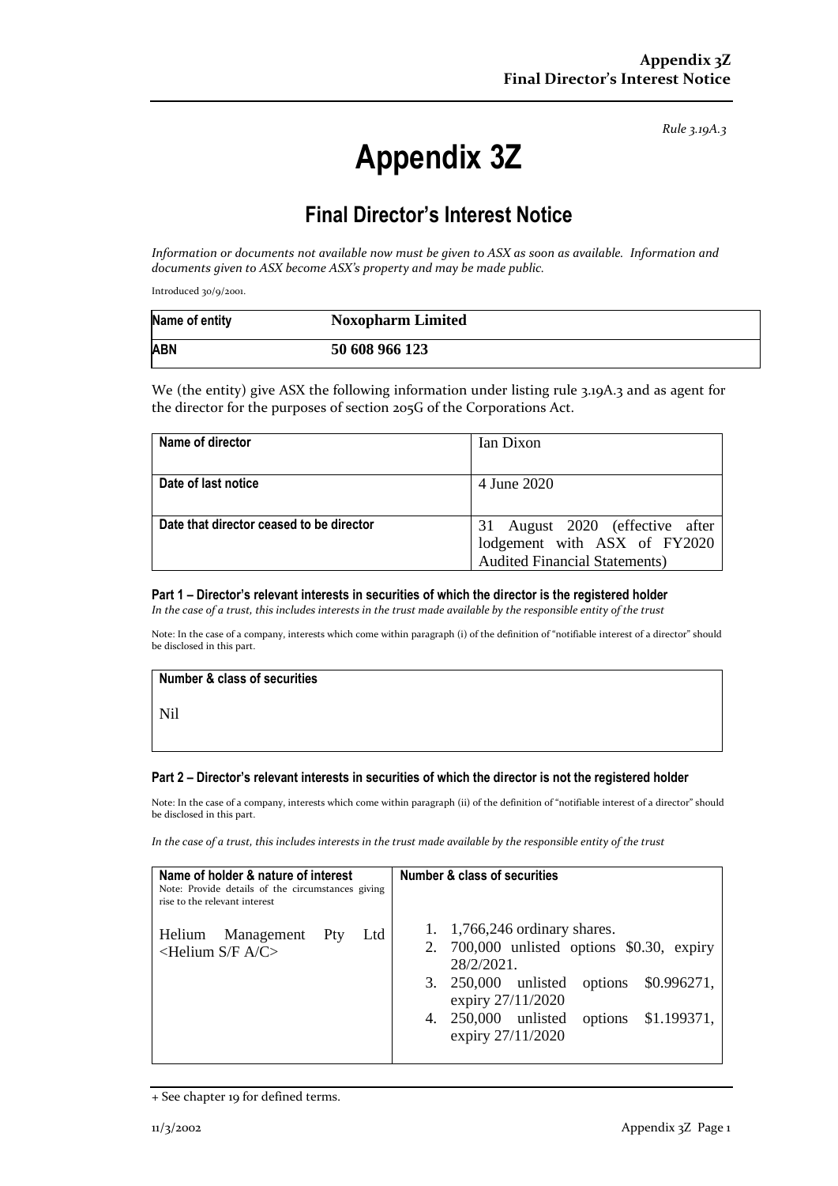*Rule 3.19A.3*

# Appendix 3Z

## Final Director's Interest Notice

*Information or documents not available now must be given to ASX as soon as available. Information and documents given to ASX become ASX's property and may be made public.*

Introduced 30/9/2001.

| Name of entity | Noxopharm Limited |
|---|---|
| ABN | 50 608 966 123 |

We (the entity) give ASX the following information under listing rule 3.19A.3 and as agent for the director for the purposes of section 205G of the Corporations Act.

| Name of director | Ian Dixon |
|---|---|
| Date of last notice | 4 June 2020 |
| Date that director ceased to be director | 31 August 2020 (effective after lodgement with ASX of FY2020 Audited Financial Statements) |

### Part 1 – Director's relevant interests in securities of which the director is the registered holder

*In the case of a trust, this includes interests in the trust made available by the responsible entity of the trust*

Note: In the case of a company, interests which come within paragraph (i) of the definition of "notifiable interest of a director" should be disclosed in this part.

| Number & class of securities |
|---|
| Nil |

### Part 2 – Director's relevant interests in securities of which the director is not the registered holder

Note: In the case of a company, interests which come within paragraph (ii) of the definition of "notifiable interest of a director" should be disclosed in this part.

*In the case of a trust, this includes interests in the trust made available by the responsible entity of the trust*

| Name of holder & nature of interest<br>Note: Provide details of the circumstances giving rise to the relevant interest | Number & class of securities |
|---|---|
| Helium Management Pty Ltd <Helium S/F A/C> | 1. 1,766,246 ordinary shares.<br>2. 700,000 unlisted options $0.30, expiry 28/2/2021.<br>3. 250,000 unlisted options $0.996271, expiry 27/11/2020<br>4. 250,000 unlisted options $1.199371, expiry 27/11/2020 |

+ See chapter 19 for defined terms.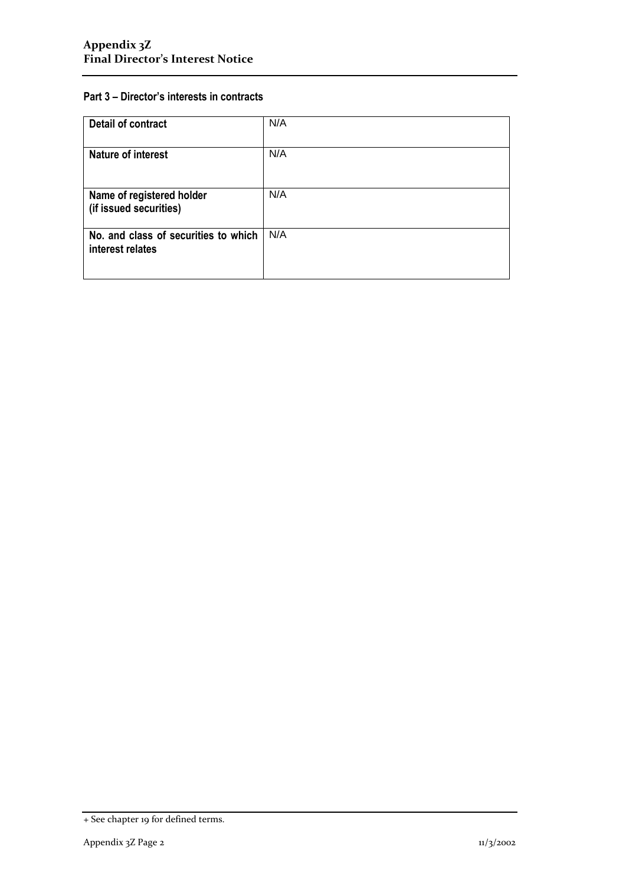## Part 3 – Director's interests in contracts

| | |
|---|---|
| **Detail of contract** | N/A |
| **Nature of interest** | N/A |
| **Name of registered holder (if issued securities)** | N/A |
| **No. and class of securities to which interest relates** | N/A |

+ See chapter 19 for defined terms.